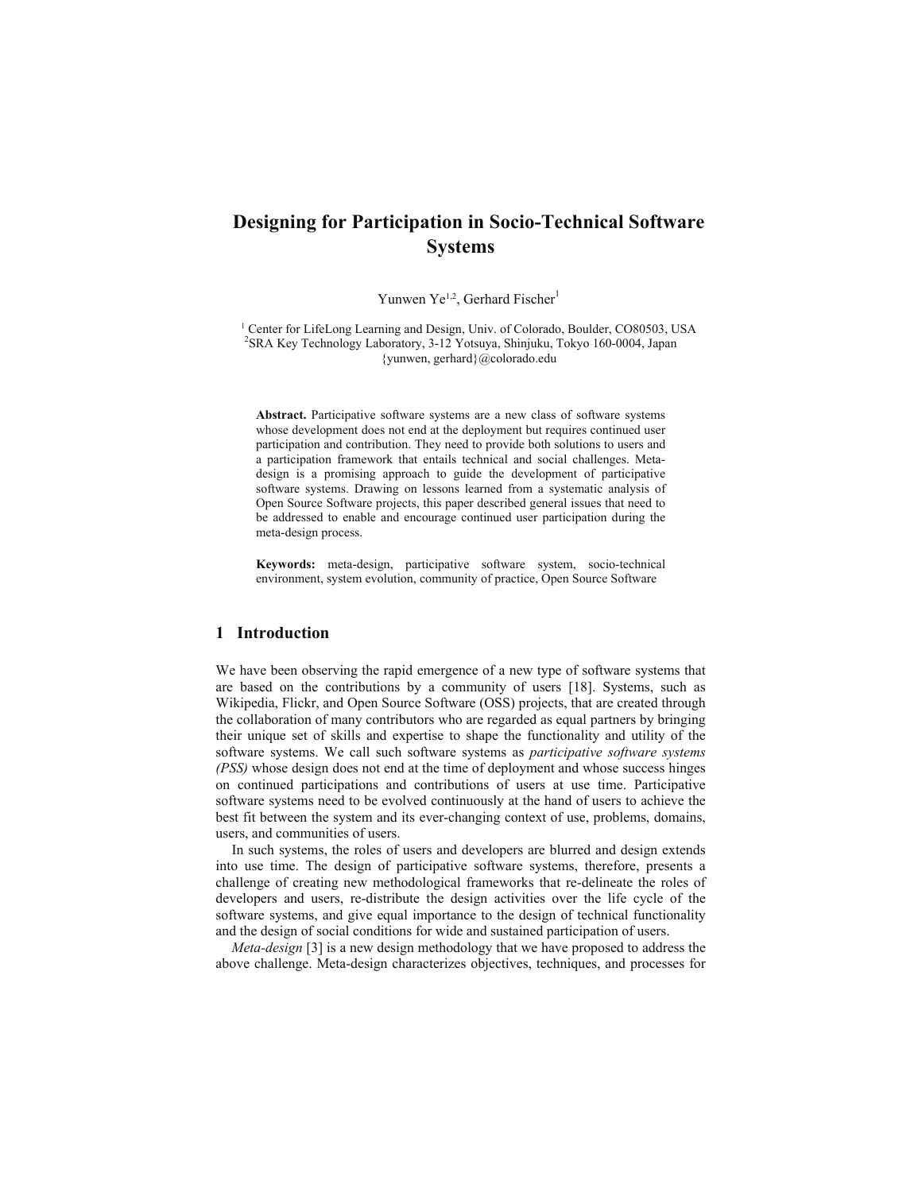# Designing for Participation in Socio-Technical Software Systems

Yunwen Ye[1,2], Gerhard Fischer[1]

[1] Center for LifeLong Learning and Design, Univ. of Colorado, Boulder, CO80503, USA
[2]SRA Key Technology Laboratory, 3-12 Yotsuya, Shinjuku, Tokyo 160-0004, Japan
{yunwen, gerhard}@colorado.edu

**Abstract.** Participative software systems are a new class of software systems whose development does not end at the deployment but requires continued user participation and contribution. They need to provide both solutions to users and a participation framework that entails technical and social challenges. Meta-design is a promising approach to guide the development of participative software systems. Drawing on lessons learned from a systematic analysis of Open Source Software projects, this paper described general issues that need to be addressed to enable and encourage continued user participation during the meta-design process.

**Keywords:** meta-design, participative software system, socio-technical environment, system evolution, community of practice, Open Source Software

## 1 Introduction

We have been observing the rapid emergence of a new type of software systems that are based on the contributions by a community of users [18]. Systems, such as Wikipedia, Flickr, and Open Source Software (OSS) projects, that are created through the collaboration of many contributors who are regarded as equal partners by bringing their unique set of skills and expertise to shape the functionality and utility of the software systems. We call such software systems as *participative software systems (PSS)* whose design does not end at the time of deployment and whose success hinges on continued participations and contributions of users at use time. Participative software systems need to be evolved continuously at the hand of users to achieve the best fit between the system and its ever-changing context of use, problems, domains, users, and communities of users.

In such systems, the roles of users and developers are blurred and design extends into use time. The design of participative software systems, therefore, presents a challenge of creating new methodological frameworks that re-delineate the roles of developers and users, re-distribute the design activities over the life cycle of the software systems, and give equal importance to the design of technical functionality and the design of social conditions for wide and sustained participation of users.

*Meta-design* [3] is a new design methodology that we have proposed to address the above challenge. Meta-design characterizes objectives, techniques, and processes for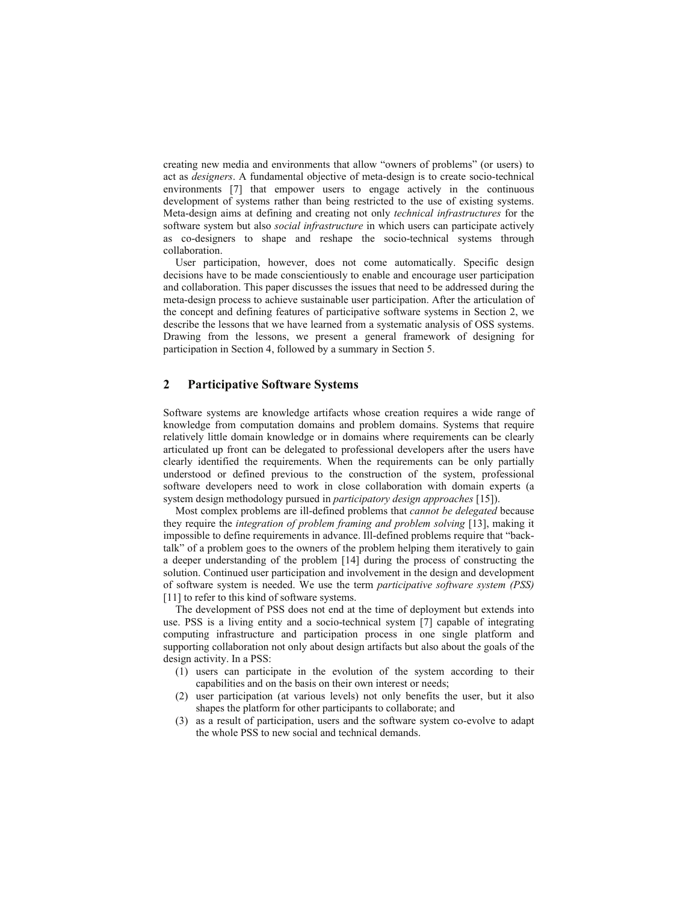creating new media and environments that allow "owners of problems" (or users) to act as *designers*. A fundamental objective of meta-design is to create socio-technical environments [7] that empower users to engage actively in the continuous development of systems rather than being restricted to the use of existing systems. Meta-design aims at defining and creating not only *technical infrastructures* for the software system but also *social infrastructure* in which users can participate actively as co-designers to shape and reshape the socio-technical systems through collaboration.

User participation, however, does not come automatically. Specific design decisions have to be made conscientiously to enable and encourage user participation and collaboration. This paper discusses the issues that need to be addressed during the meta-design process to achieve sustainable user participation. After the articulation of the concept and defining features of participative software systems in Section 2, we describe the lessons that we have learned from a systematic analysis of OSS systems. Drawing from the lessons, we present a general framework of designing for participation in Section 4, followed by a summary in Section 5.

## 2 Participative Software Systems

Software systems are knowledge artifacts whose creation requires a wide range of knowledge from computation domains and problem domains. Systems that require relatively little domain knowledge or in domains where requirements can be clearly articulated up front can be delegated to professional developers after the users have clearly identified the requirements. When the requirements can be only partially understood or defined previous to the construction of the system, professional software developers need to work in close collaboration with domain experts (a system design methodology pursued in *participatory design approaches* [15]).

Most complex problems are ill-defined problems that *cannot be delegated* because they require the *integration of problem framing and problem solving* [13], making it impossible to define requirements in advance. Ill-defined problems require that "back-talk" of a problem goes to the owners of the problem helping them iteratively to gain a deeper understanding of the problem [14] during the process of constructing the solution. Continued user participation and involvement in the design and development of software system is needed. We use the term *participative software system (PSS)* [11] to refer to this kind of software systems.

The development of PSS does not end at the time of deployment but extends into use. PSS is a living entity and a socio-technical system [7] capable of integrating computing infrastructure and participation process in one single platform and supporting collaboration not only about design artifacts but also about the goals of the design activity. In a PSS:

(1) users can participate in the evolution of the system according to their capabilities and on the basis on their own interest or needs;
(2) user participation (at various levels) not only benefits the user, but it also shapes the platform for other participants to collaborate; and
(3) as a result of participation, users and the software system co-evolve to adapt the whole PSS to new social and technical demands.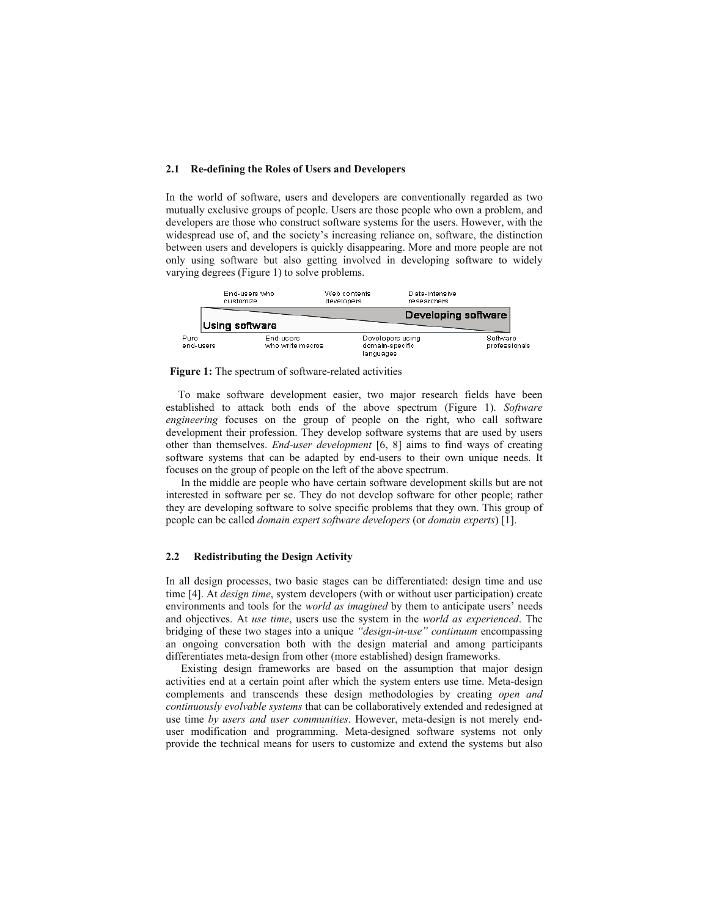### 2.1 Re-defining the Roles of Users and Developers

In the world of software, users and developers are conventionally regarded as two mutually exclusive groups of people. Users are those people who own a problem, and developers are those who construct software systems for the users. However, with the widespread use of, and the society's increasing reliance on, software, the distinction between users and developers is quickly disappearing. More and more people are not only using software but also getting involved in developing software to widely varying degrees (Figure 1) to solve problems.

End-users who customize

Web contents developers

Data-intensive researchers

Developing software

Using software

Pure end-users

End-users who write macros

Developers using domain-specific languages

Software professionals

**Figure 1:** The spectrum of software-related activities

To make software development easier, two major research fields have been established to attack both ends of the above spectrum (Figure 1). *Software engineering* focuses on the group of people on the right, who call software development their profession. They develop software systems that are used by users other than themselves. *End-user development* [6, 8] aims to find ways of creating software systems that can be adapted by end-users to their own unique needs. It focuses on the group of people on the left of the above spectrum.

In the middle are people who have certain software development skills but are not interested in software per se. They do not develop software for other people; rather they are developing software to solve specific problems that they own. This group of people can be called *domain expert software developers* (or *domain experts*) [1].

### 2.2 Redistributing the Design Activity

In all design processes, two basic stages can be differentiated: design time and use time [4]. At *design time*, system developers (with or without user participation) create environments and tools for the *world as imagined* by them to anticipate users' needs and objectives. At *use time*, users use the system in the *world as experienced*. The bridging of these two stages into a unique *"design-in-use" continuum* encompassing an ongoing conversation both with the design material and among participants differentiates meta-design from other (more established) design frameworks.

Existing design frameworks are based on the assumption that major design activities end at a certain point after which the system enters use time. Meta-design complements and transcends these design methodologies by creating *open and continuously evolvable systems* that can be collaboratively extended and redesigned at use time *by users and user communities*. However, meta-design is not merely end-user modification and programming. Meta-designed software systems not only provide the technical means for users to customize and extend the systems but also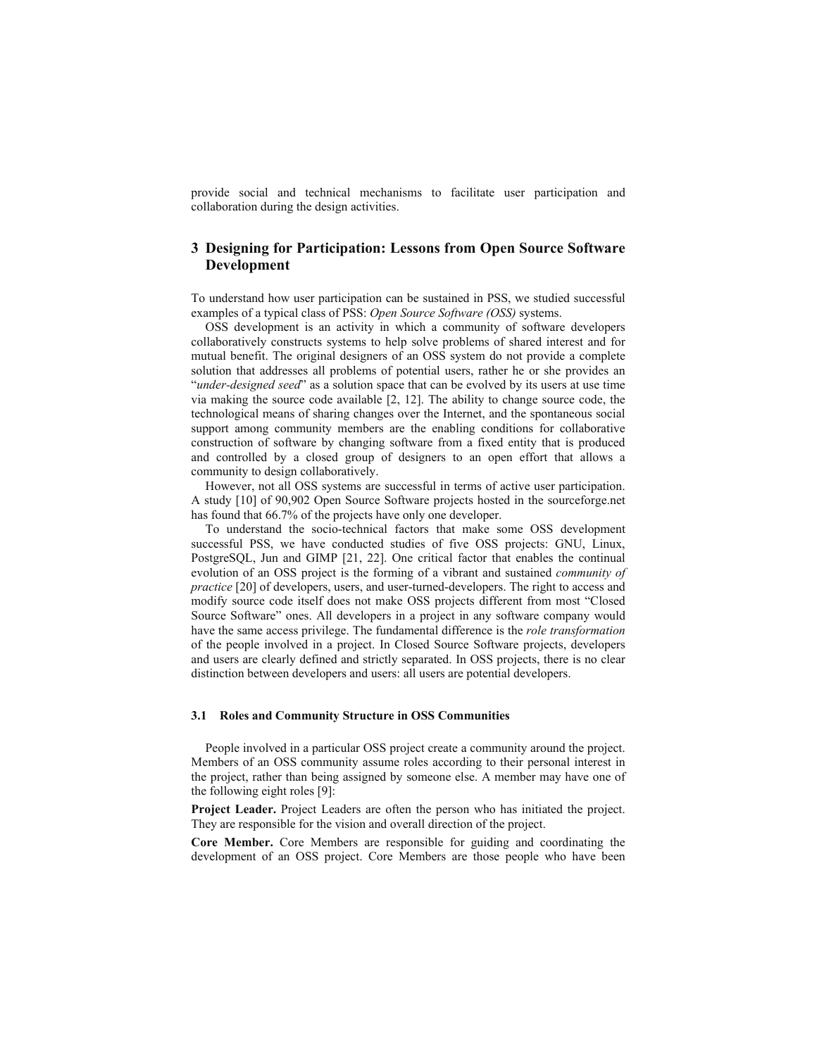provide social and technical mechanisms to facilitate user participation and collaboration during the design activities.

## 3 Designing for Participation: Lessons from Open Source Software Development

To understand how user participation can be sustained in PSS, we studied successful examples of a typical class of PSS: *Open Source Software (OSS)* systems.

OSS development is an activity in which a community of software developers collaboratively constructs systems to help solve problems of shared interest and for mutual benefit. The original designers of an OSS system do not provide a complete solution that addresses all problems of potential users, rather he or she provides an "*under-designed seed*" as a solution space that can be evolved by its users at use time via making the source code available [2, 12]. The ability to change source code, the technological means of sharing changes over the Internet, and the spontaneous social support among community members are the enabling conditions for collaborative construction of software by changing software from a fixed entity that is produced and controlled by a closed group of designers to an open effort that allows a community to design collaboratively.

However, not all OSS systems are successful in terms of active user participation. A study [10] of 90,902 Open Source Software projects hosted in the sourceforge.net has found that 66.7% of the projects have only one developer.

To understand the socio-technical factors that make some OSS development successful PSS, we have conducted studies of five OSS projects: GNU, Linux, PostgreSQL, Jun and GIMP [21, 22]. One critical factor that enables the continual evolution of an OSS project is the forming of a vibrant and sustained *community of practice* [20] of developers, users, and user-turned-developers. The right to access and modify source code itself does not make OSS projects different from most "Closed Source Software" ones. All developers in a project in any software company would have the same access privilege. The fundamental difference is the *role transformation* of the people involved in a project. In Closed Source Software projects, developers and users are clearly defined and strictly separated. In OSS projects, there is no clear distinction between developers and users: all users are potential developers.

### 3.1 Roles and Community Structure in OSS Communities

People involved in a particular OSS project create a community around the project. Members of an OSS community assume roles according to their personal interest in the project, rather than being assigned by someone else. A member may have one of the following eight roles [9]:

**Project Leader.** Project Leaders are often the person who has initiated the project. They are responsible for the vision and overall direction of the project.

**Core Member.** Core Members are responsible for guiding and coordinating the development of an OSS project. Core Members are those people who have been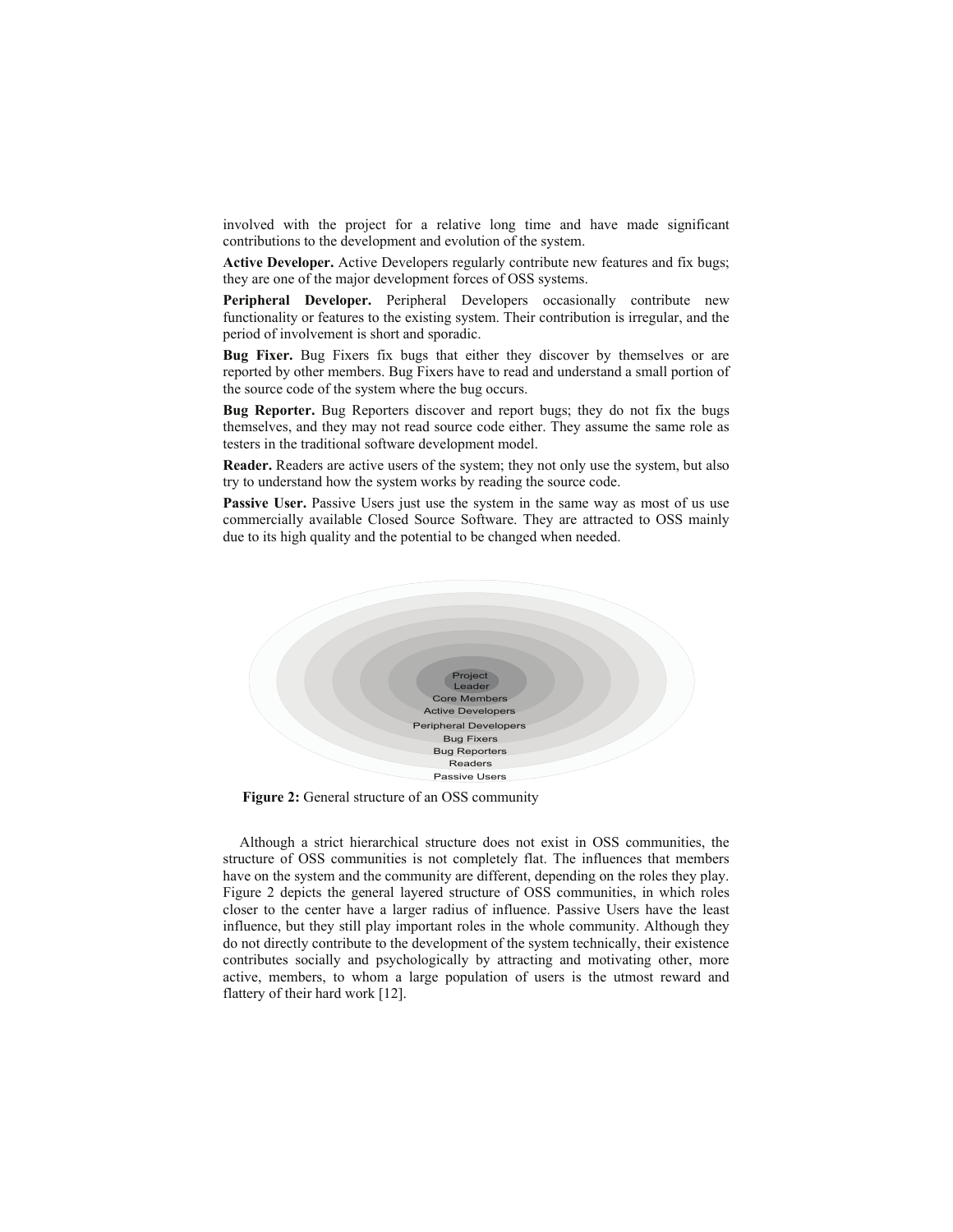involved with the project for a relative long time and have made significant contributions to the development and evolution of the system.

**Active Developer.** Active Developers regularly contribute new features and fix bugs; they are one of the major development forces of OSS systems.

**Peripheral Developer.** Peripheral Developers occasionally contribute new functionality or features to the existing system. Their contribution is irregular, and the period of involvement is short and sporadic.

**Bug Fixer.** Bug Fixers fix bugs that either they discover by themselves or are reported by other members. Bug Fixers have to read and understand a small portion of the source code of the system where the bug occurs.

**Bug Reporter.** Bug Reporters discover and report bugs; they do not fix the bugs themselves, and they may not read source code either. They assume the same role as testers in the traditional software development model.

**Reader.** Readers are active users of the system; they not only use the system, but also try to understand how the system works by reading the source code.

**Passive User.** Passive Users just use the system in the same way as most of us use commercially available Closed Source Software. They are attracted to OSS mainly due to its high quality and the potential to be changed when needed.

**Figure 2:** General structure of an OSS community

Although a strict hierarchical structure does not exist in OSS communities, the structure of OSS communities is not completely flat. The influences that members have on the system and the community are different, depending on the roles they play. Figure 2 depicts the general layered structure of OSS communities, in which roles closer to the center have a larger radius of influence. Passive Users have the least influence, but they still play important roles in the whole community. Although they do not directly contribute to the development of the system technically, their existence contributes socially and psychologically by attracting and motivating other, more active, members, to whom a large population of users is the utmost reward and flattery of their hard work [12].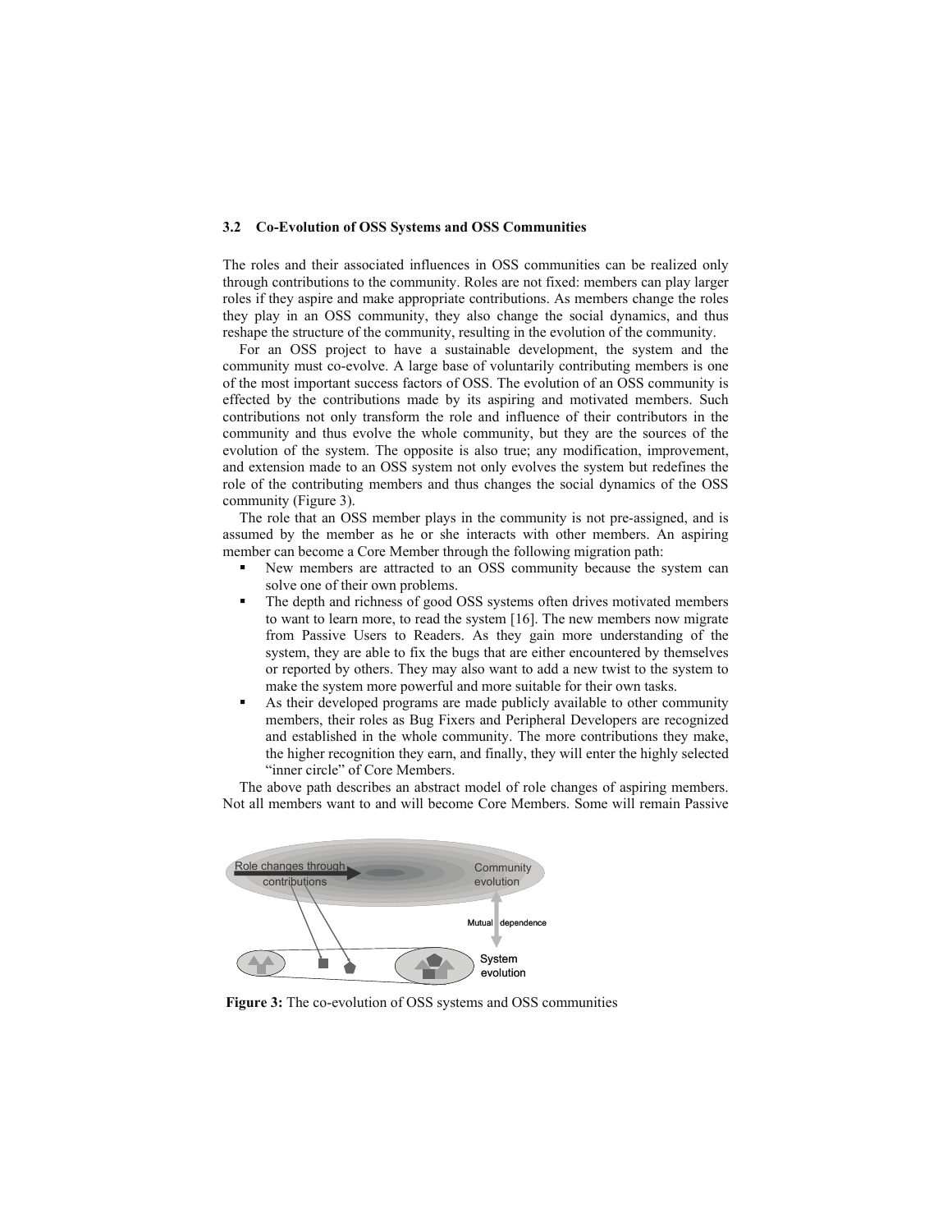### 3.2 Co-Evolution of OSS Systems and OSS Communities

The roles and their associated influences in OSS communities can be realized only through contributions to the community. Roles are not fixed: members can play larger roles if they aspire and make appropriate contributions. As members change the roles they play in an OSS community, they also change the social dynamics, and thus reshape the structure of the community, resulting in the evolution of the community.

For an OSS project to have a sustainable development, the system and the community must co-evolve. A large base of voluntarily contributing members is one of the most important success factors of OSS. The evolution of an OSS community is effected by the contributions made by its aspiring and motivated members. Such contributions not only transform the role and influence of their contributors in the community and thus evolve the whole community, but they are the sources of the evolution of the system. The opposite is also true; any modification, improvement, and extension made to an OSS system not only evolves the system but redefines the role of the contributing members and thus changes the social dynamics of the OSS community (Figure 3).

The role that an OSS member plays in the community is not pre-assigned, and is assumed by the member as he or she interacts with other members. An aspiring member can become a Core Member through the following migration path:

- New members are attracted to an OSS community because the system can solve one of their own problems.
- The depth and richness of good OSS systems often drives motivated members to want to learn more, to read the system [16]. The new members now migrate from Passive Users to Readers. As they gain more understanding of the system, they are able to fix the bugs that are either encountered by themselves or reported by others. They may also want to add a new twist to the system to make the system more powerful and more suitable for their own tasks.
- As their developed programs are made publicly available to other community members, their roles as Bug Fixers and Peripheral Developers are recognized and established in the whole community. The more contributions they make, the higher recognition they earn, and finally, they will enter the highly selected "inner circle" of Core Members.

The above path describes an abstract model of role changes of aspiring members. Not all members want to and will become Core Members. Some will remain Passive

Role changes through contributions

Community evolution

Mutual dependence

System evolution

**Figure 3:** The co-evolution of OSS systems and OSS communities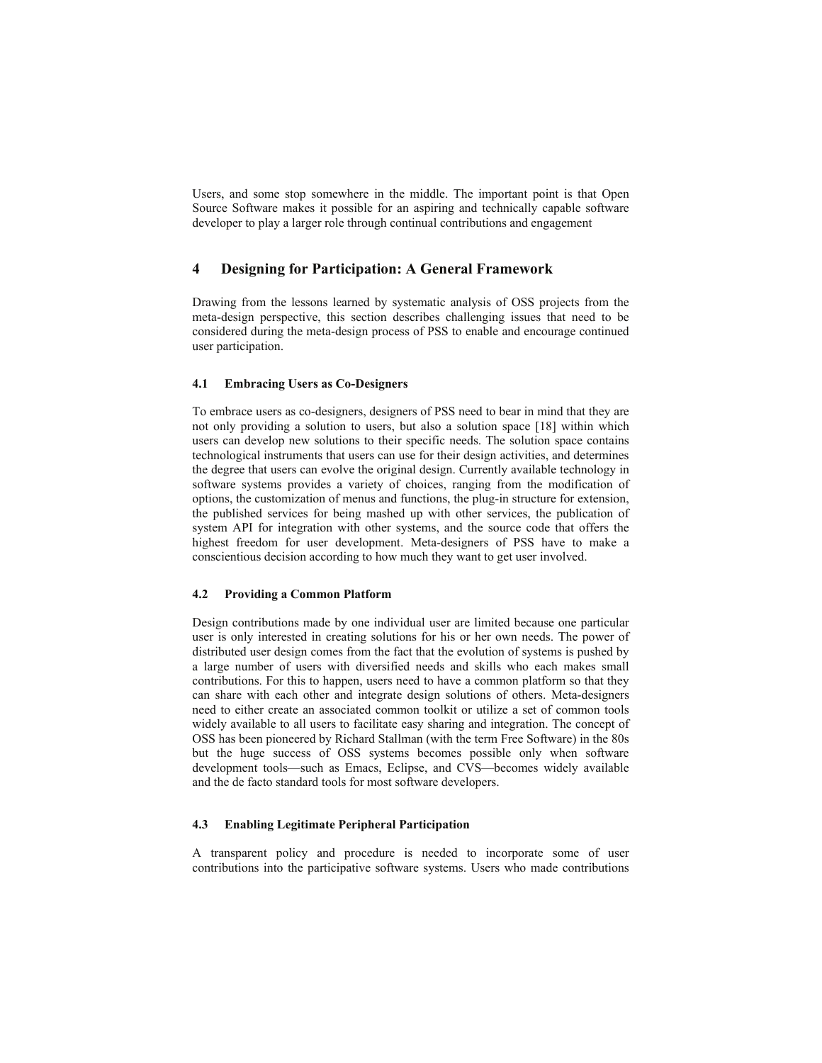Users, and some stop somewhere in the middle. The important point is that Open Source Software makes it possible for an aspiring and technically capable software developer to play a larger role through continual contributions and engagement

## 4 Designing for Participation: A General Framework

Drawing from the lessons learned by systematic analysis of OSS projects from the meta-design perspective, this section describes challenging issues that need to be considered during the meta-design process of PSS to enable and encourage continued user participation.

### 4.1 Embracing Users as Co-Designers

To embrace users as co-designers, designers of PSS need to bear in mind that they are not only providing a solution to users, but also a solution space [18] within which users can develop new solutions to their specific needs. The solution space contains technological instruments that users can use for their design activities, and determines the degree that users can evolve the original design. Currently available technology in software systems provides a variety of choices, ranging from the modification of options, the customization of menus and functions, the plug-in structure for extension, the published services for being mashed up with other services, the publication of system API for integration with other systems, and the source code that offers the highest freedom for user development. Meta-designers of PSS have to make a conscientious decision according to how much they want to get user involved.

### 4.2 Providing a Common Platform

Design contributions made by one individual user are limited because one particular user is only interested in creating solutions for his or her own needs. The power of distributed user design comes from the fact that the evolution of systems is pushed by a large number of users with diversified needs and skills who each makes small contributions. For this to happen, users need to have a common platform so that they can share with each other and integrate design solutions of others. Meta-designers need to either create an associated common toolkit or utilize a set of common tools widely available to all users to facilitate easy sharing and integration. The concept of OSS has been pioneered by Richard Stallman (with the term Free Software) in the 80s but the huge success of OSS systems becomes possible only when software development tools—such as Emacs, Eclipse, and CVS—becomes widely available and the de facto standard tools for most software developers.

### 4.3 Enabling Legitimate Peripheral Participation

A transparent policy and procedure is needed to incorporate some of user contributions into the participative software systems. Users who made contributions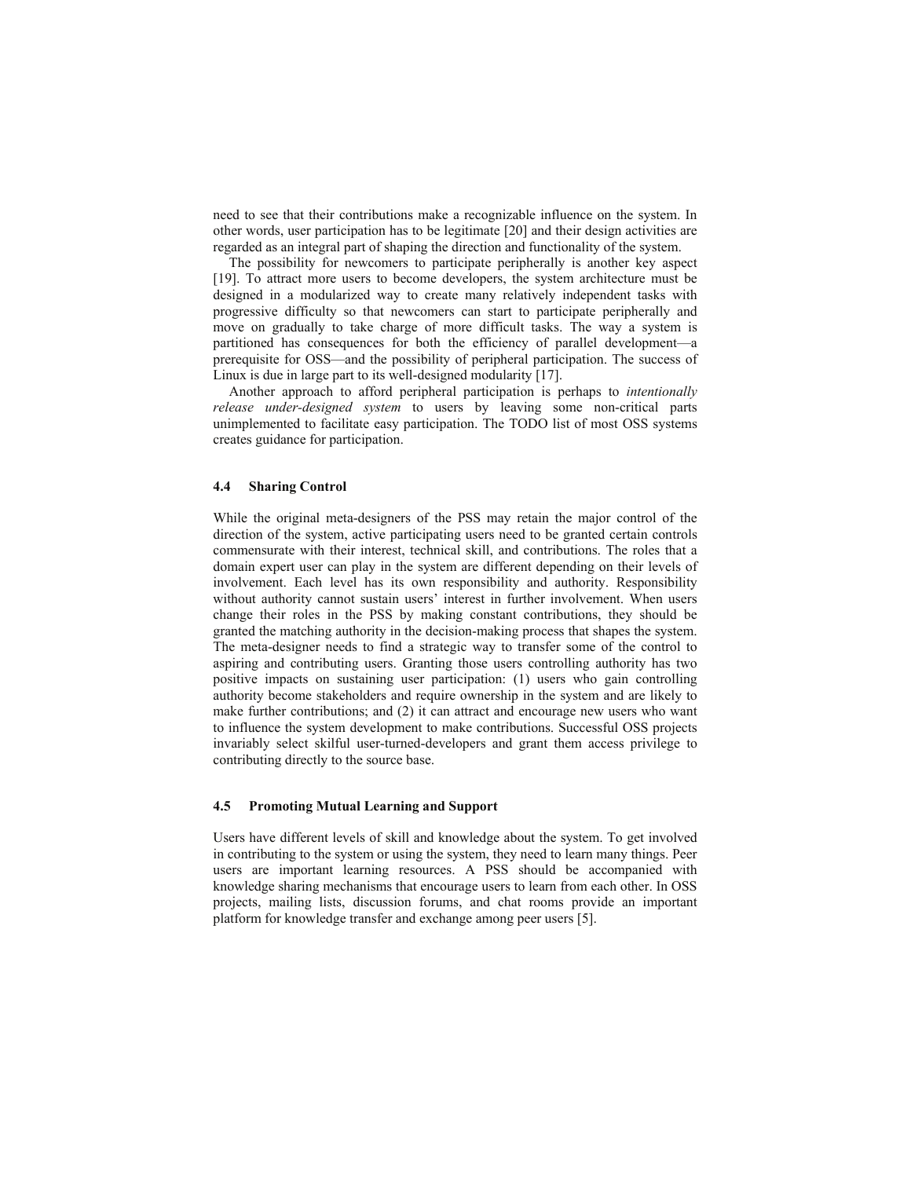need to see that their contributions make a recognizable influence on the system. In other words, user participation has to be legitimate [20] and their design activities are regarded as an integral part of shaping the direction and functionality of the system.

The possibility for newcomers to participate peripherally is another key aspect [19]. To attract more users to become developers, the system architecture must be designed in a modularized way to create many relatively independent tasks with progressive difficulty so that newcomers can start to participate peripherally and move on gradually to take charge of more difficult tasks. The way a system is partitioned has consequences for both the efficiency of parallel development—a prerequisite for OSS—and the possibility of peripheral participation. The success of Linux is due in large part to its well-designed modularity [17].

Another approach to afford peripheral participation is perhaps to *intentionally release under-designed system* to users by leaving some non-critical parts unimplemented to facilitate easy participation. The TODO list of most OSS systems creates guidance for participation.

### 4.4 Sharing Control

While the original meta-designers of the PSS may retain the major control of the direction of the system, active participating users need to be granted certain controls commensurate with their interest, technical skill, and contributions. The roles that a domain expert user can play in the system are different depending on their levels of involvement. Each level has its own responsibility and authority. Responsibility without authority cannot sustain users' interest in further involvement. When users change their roles in the PSS by making constant contributions, they should be granted the matching authority in the decision-making process that shapes the system. The meta-designer needs to find a strategic way to transfer some of the control to aspiring and contributing users. Granting those users controlling authority has two positive impacts on sustaining user participation: (1) users who gain controlling authority become stakeholders and require ownership in the system and are likely to make further contributions; and (2) it can attract and encourage new users who want to influence the system development to make contributions. Successful OSS projects invariably select skilful user-turned-developers and grant them access privilege to contributing directly to the source base.

### 4.5 Promoting Mutual Learning and Support

Users have different levels of skill and knowledge about the system. To get involved in contributing to the system or using the system, they need to learn many things. Peer users are important learning resources. A PSS should be accompanied with knowledge sharing mechanisms that encourage users to learn from each other. In OSS projects, mailing lists, discussion forums, and chat rooms provide an important platform for knowledge transfer and exchange among peer users [5].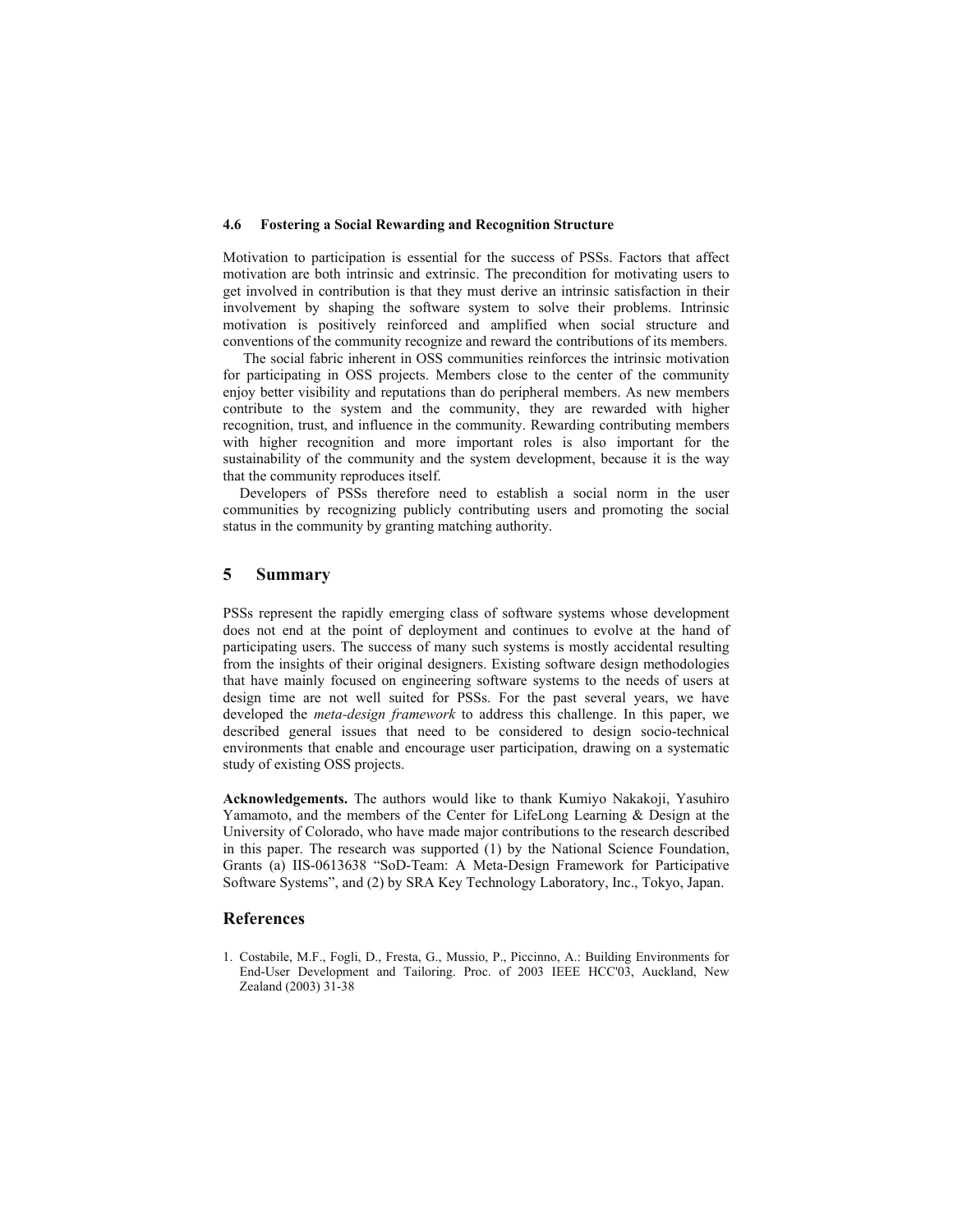### 4.6 Fostering a Social Rewarding and Recognition Structure

Motivation to participation is essential for the success of PSSs. Factors that affect motivation are both intrinsic and extrinsic. The precondition for motivating users to get involved in contribution is that they must derive an intrinsic satisfaction in their involvement by shaping the software system to solve their problems. Intrinsic motivation is positively reinforced and amplified when social structure and conventions of the community recognize and reward the contributions of its members.

The social fabric inherent in OSS communities reinforces the intrinsic motivation for participating in OSS projects. Members close to the center of the community enjoy better visibility and reputations than do peripheral members. As new members contribute to the system and the community, they are rewarded with higher recognition, trust, and influence in the community. Rewarding contributing members with higher recognition and more important roles is also important for the sustainability of the community and the system development, because it is the way that the community reproduces itself.

Developers of PSSs therefore need to establish a social norm in the user communities by recognizing publicly contributing users and promoting the social status in the community by granting matching authority.

## 5 Summary

PSSs represent the rapidly emerging class of software systems whose development does not end at the point of deployment and continues to evolve at the hand of participating users. The success of many such systems is mostly accidental resulting from the insights of their original designers. Existing software design methodologies that have mainly focused on engineering software systems to the needs of users at design time are not well suited for PSSs. For the past several years, we have developed the *meta-design framework* to address this challenge. In this paper, we described general issues that need to be considered to design socio-technical environments that enable and encourage user participation, drawing on a systematic study of existing OSS projects.

**Acknowledgements.** The authors would like to thank Kumiyo Nakakoji, Yasuhiro Yamamoto, and the members of the Center for LifeLong Learning & Design at the University of Colorado, who have made major contributions to the research described in this paper. The research was supported (1) by the National Science Foundation, Grants (a) IIS-0613638 "SoD-Team: A Meta-Design Framework for Participative Software Systems", and (2) by SRA Key Technology Laboratory, Inc., Tokyo, Japan.

## References

1. Costabile, M.F., Fogli, D., Fresta, G., Mussio, P., Piccinno, A.: Building Environments for End-User Development and Tailoring. Proc. of 2003 IEEE HCC'03, Auckland, New Zealand (2003) 31-38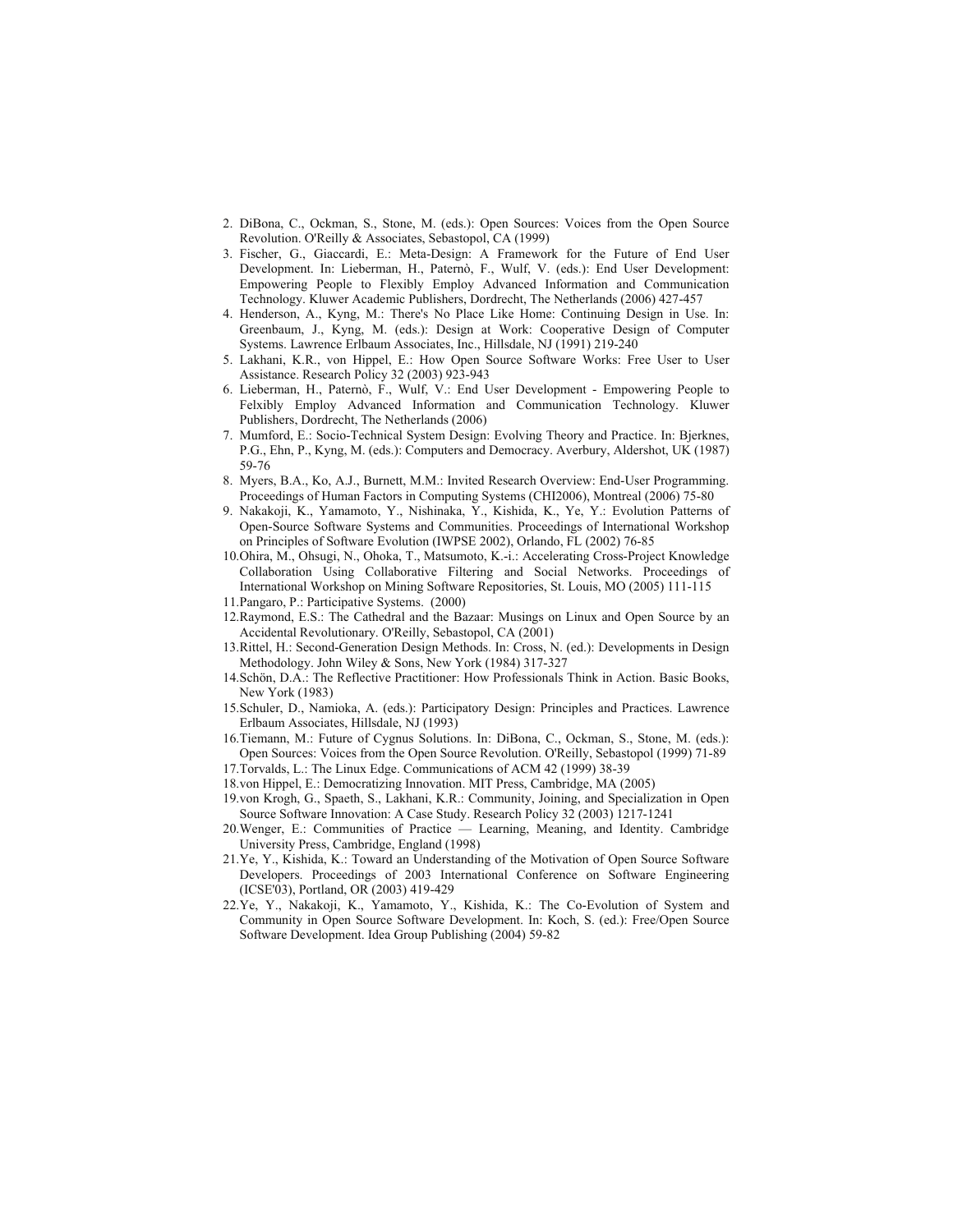2. DiBona, C., Ockman, S., Stone, M. (eds.): Open Sources: Voices from the Open Source Revolution. O'Reilly & Associates, Sebastopol, CA (1999)
3. Fischer, G., Giaccardi, E.: Meta-Design: A Framework for the Future of End User Development. In: Lieberman, H., Paternò, F., Wulf, V. (eds.): End User Development: Empowering People to Flexibly Employ Advanced Information and Communication Technology. Kluwer Academic Publishers, Dordrecht, The Netherlands (2006) 427-457
4. Henderson, A., Kyng, M.: There's No Place Like Home: Continuing Design in Use. In: Greenbaum, J., Kyng, M. (eds.): Design at Work: Cooperative Design of Computer Systems. Lawrence Erlbaum Associates, Inc., Hillsdale, NJ (1991) 219-240
5. Lakhani, K.R., von Hippel, E.: How Open Source Software Works: Free User to User Assistance. Research Policy 32 (2003) 923-943
6. Lieberman, H., Paternò, F., Wulf, V.: End User Development - Empowering People to Felxibly Employ Advanced Information and Communication Technology. Kluwer Publishers, Dordrecht, The Netherlands (2006)
7. Mumford, E.: Socio-Technical System Design: Evolving Theory and Practice. In: Bjerknes, P.G., Ehn, P., Kyng, M. (eds.): Computers and Democracy. Averbury, Aldershot, UK (1987) 59-76
8. Myers, B.A., Ko, A.J., Burnett, M.M.: Invited Research Overview: End-User Programming. Proceedings of Human Factors in Computing Systems (CHI2006), Montreal (2006) 75-80
9. Nakakoji, K., Yamamoto, Y., Nishinaka, Y., Kishida, K., Ye, Y.: Evolution Patterns of Open-Source Software Systems and Communities. Proceedings of International Workshop on Principles of Software Evolution (IWPSE 2002), Orlando, FL (2002) 76-85
10. Ohira, M., Ohsugi, N., Ohoka, T., Matsumoto, K.-i.: Accelerating Cross-Project Knowledge Collaboration Using Collaborative Filtering and Social Networks. Proceedings of International Workshop on Mining Software Repositories, St. Louis, MO (2005) 111-115
11. Pangaro, P.: Participative Systems. (2000)
12. Raymond, E.S.: The Cathedral and the Bazaar: Musings on Linux and Open Source by an Accidental Revolutionary. O'Reilly, Sebastopol, CA (2001)
13. Rittel, H.: Second-Generation Design Methods. In: Cross, N. (ed.): Developments in Design Methodology. John Wiley & Sons, New York (1984) 317-327
14. Schön, D.A.: The Reflective Practitioner: How Professionals Think in Action. Basic Books, New York (1983)
15. Schuler, D., Namioka, A. (eds.): Participatory Design: Principles and Practices. Lawrence Erlbaum Associates, Hillsdale, NJ (1993)
16. Tiemann, M.: Future of Cygnus Solutions. In: DiBona, C., Ockman, S., Stone, M. (eds.): Open Sources: Voices from the Open Source Revolution. O'Reilly, Sebastopol (1999) 71-89
17. Torvalds, L.: The Linux Edge. Communications of ACM 42 (1999) 38-39
18. von Hippel, E.: Democratizing Innovation. MIT Press, Cambridge, MA (2005)
19. von Krogh, G., Spaeth, S., Lakhani, K.R.: Community, Joining, and Specialization in Open Source Software Innovation: A Case Study. Research Policy 32 (2003) 1217-1241
20. Wenger, E.: Communities of Practice — Learning, Meaning, and Identity. Cambridge University Press, Cambridge, England (1998)
21. Ye, Y., Kishida, K.: Toward an Understanding of the Motivation of Open Source Software Developers. Proceedings of 2003 International Conference on Software Engineering (ICSE'03), Portland, OR (2003) 419-429
22. Ye, Y., Nakakoji, K., Yamamoto, Y., Kishida, K.: The Co-Evolution of System and Community in Open Source Software Development. In: Koch, S. (ed.): Free/Open Source Software Development. Idea Group Publishing (2004) 59-82